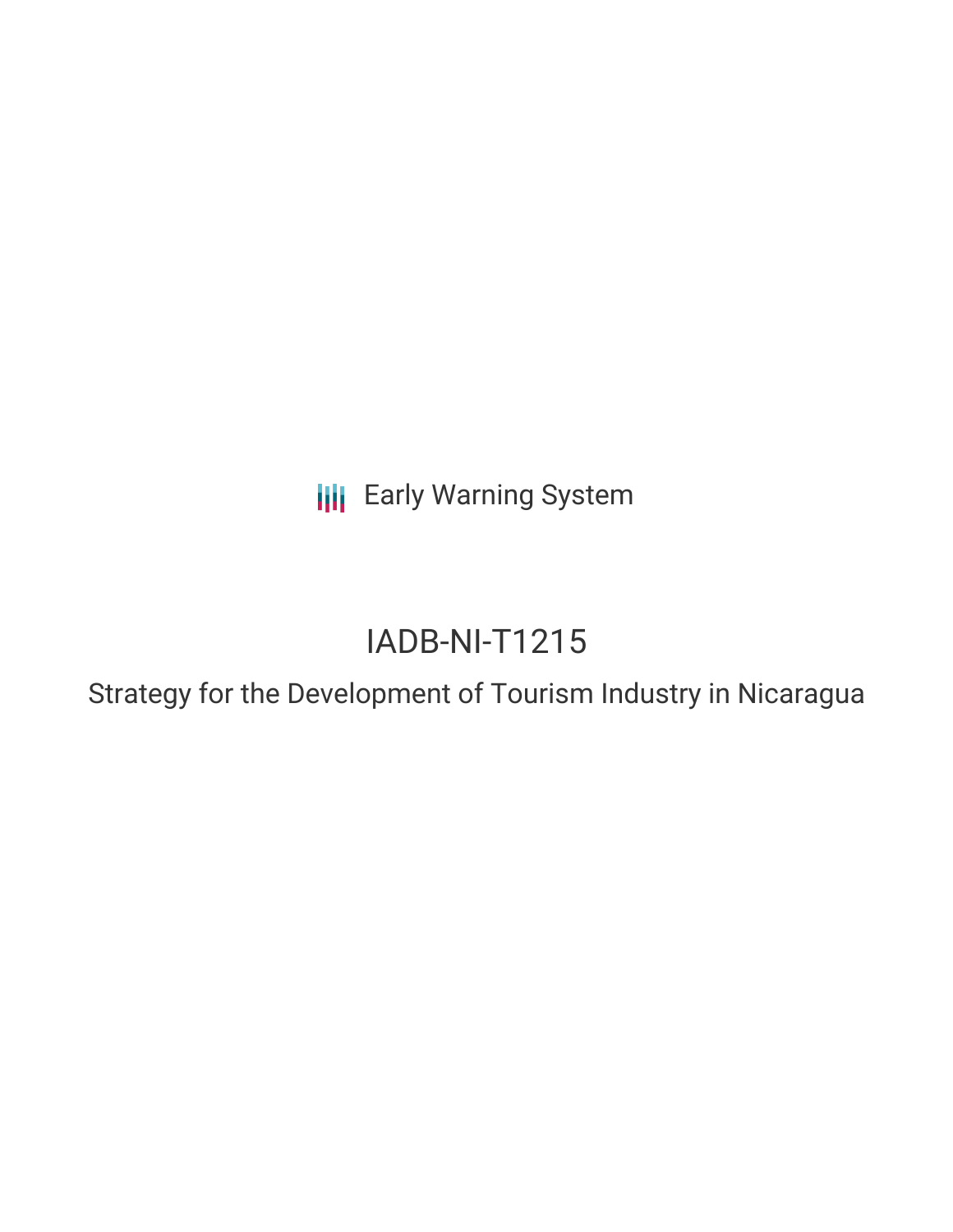Early Warning System

# IADB-NI-T1215

## Strategy for the Development of Tourism Industry in Nicaragua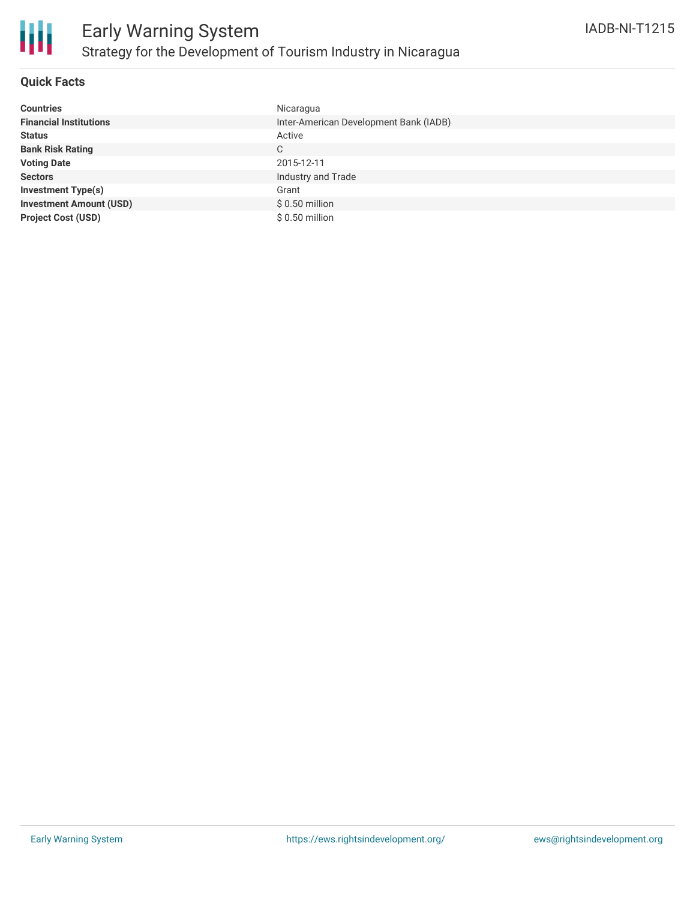# Early Warning System

## Strategy for the Development of Tourism Industry in Nicaragua

IADB-NI-T1215

### Quick Facts

| | |
|---|---|
| **Countries** | Nicaragua |
| **Financial Institutions** | Inter-American Development Bank (IADB) |
| **Status** | Active |
| **Bank Risk Rating** | C |
| **Voting Date** | 2015-12-11 |
| **Sectors** | Industry and Trade |
| **Investment Type(s)** | Grant |
| **Investment Amount (USD)** | $ 0.50 million |
| **Project Cost (USD)** | $ 0.50 million |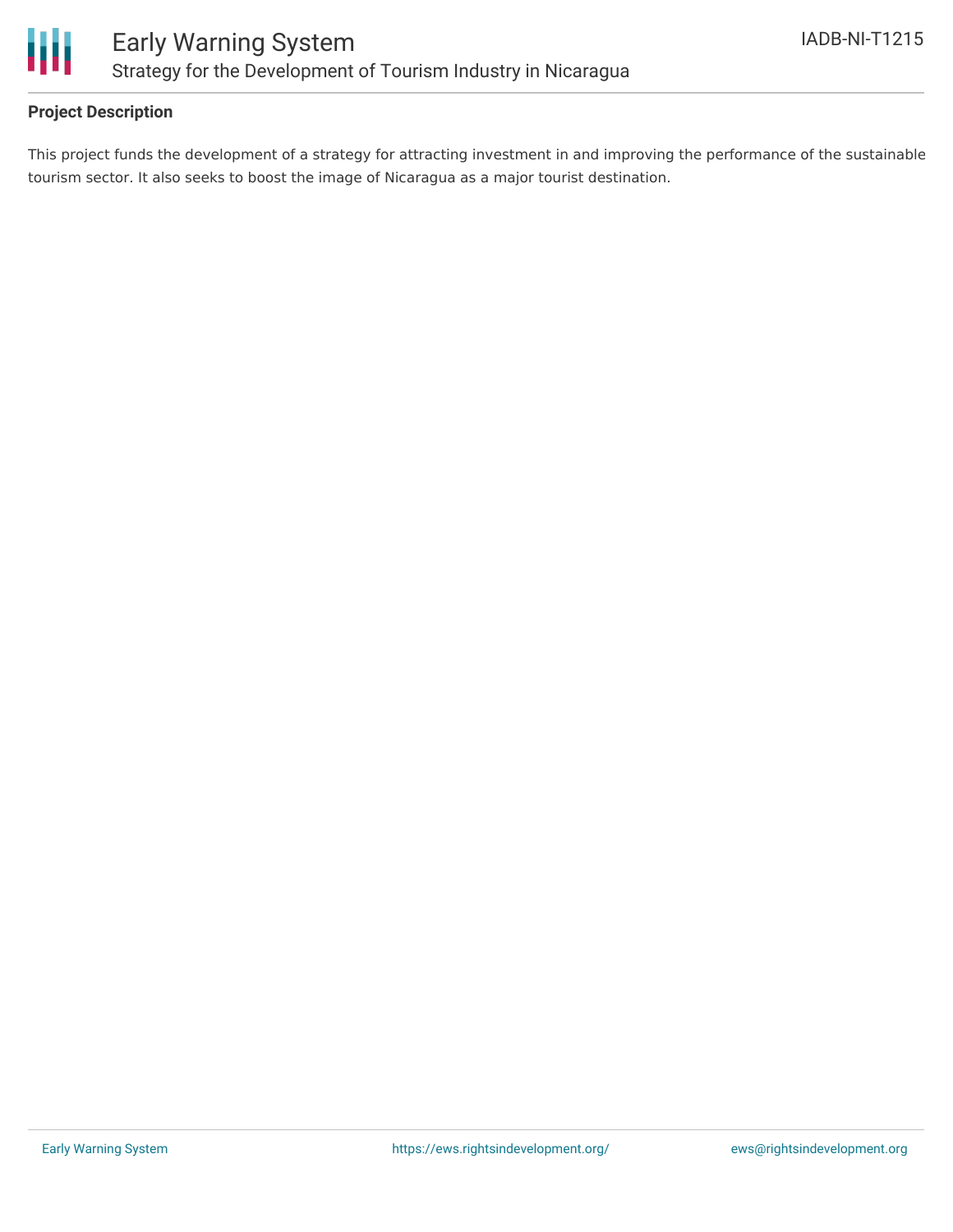## Project Description

This project funds the development of a strategy for attracting investment in and improving the performance of the sustainable tourism sector. It also seeks to boost the image of Nicaragua as a major tourist destination.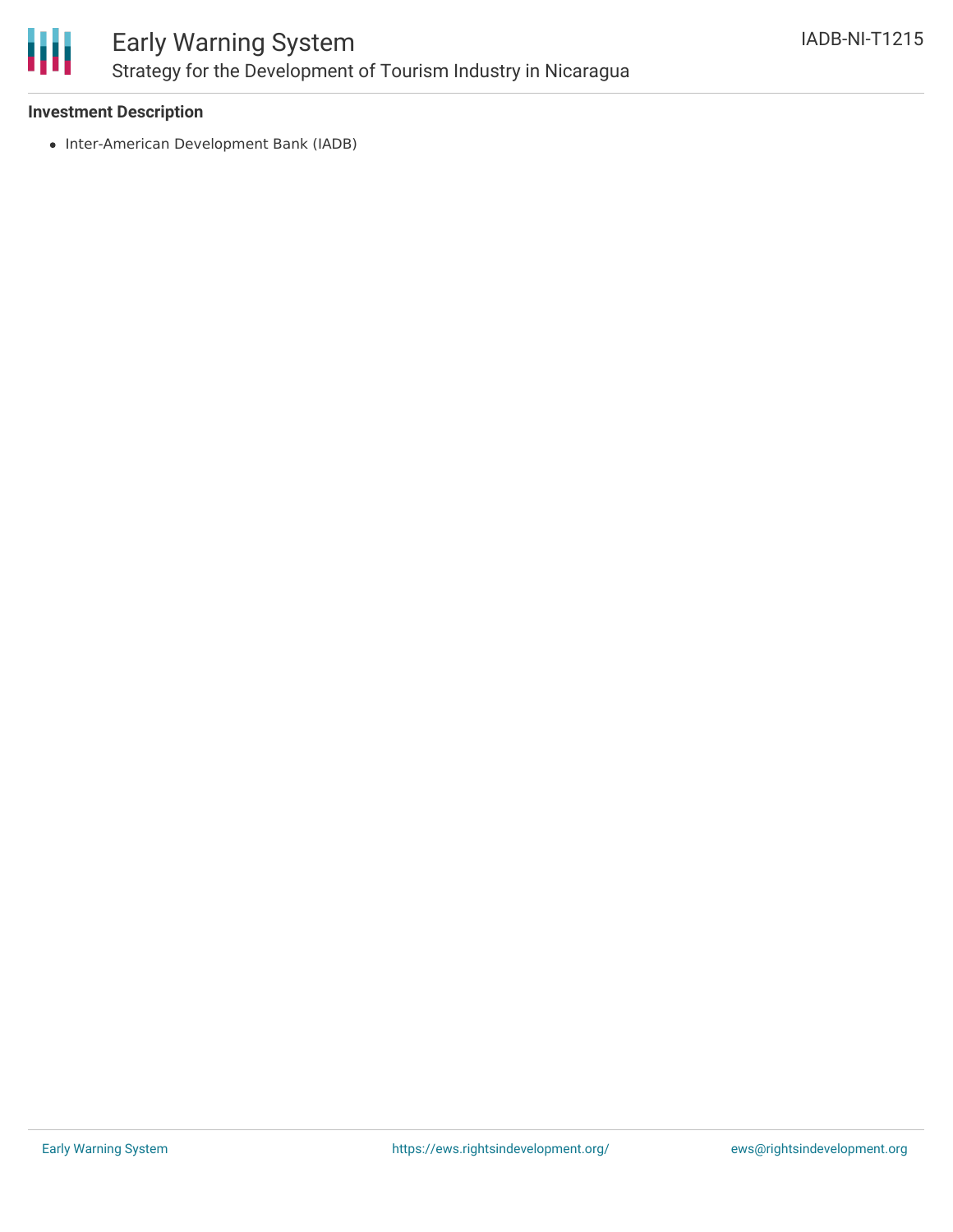**Investment Description**

- Inter-American Development Bank (IADB)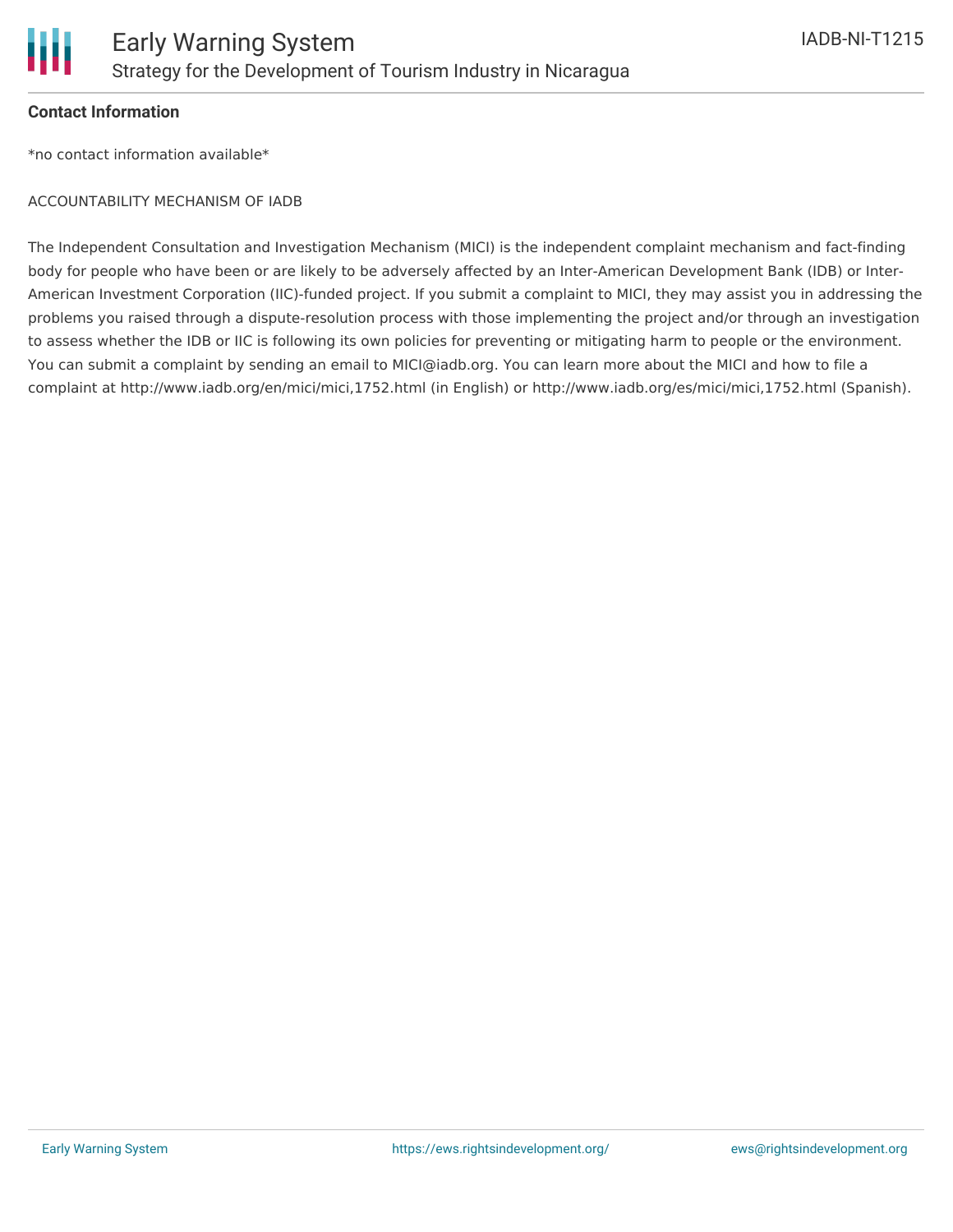**Contact Information**

*no contact information available*

ACCOUNTABILITY MECHANISM OF IADB

The Independent Consultation and Investigation Mechanism (MICI) is the independent complaint mechanism and fact-finding body for people who have been or are likely to be adversely affected by an Inter-American Development Bank (IDB) or Inter-American Investment Corporation (IIC)-funded project. If you submit a complaint to MICI, they may assist you in addressing the problems you raised through a dispute-resolution process with those implementing the project and/or through an investigation to assess whether the IDB or IIC is following its own policies for preventing or mitigating harm to people or the environment. You can submit a complaint by sending an email to MICI@iadb.org. You can learn more about the MICI and how to file a complaint at http://www.iadb.org/en/mici/mici,1752.html (in English) or http://www.iadb.org/es/mici/mici,1752.html (Spanish).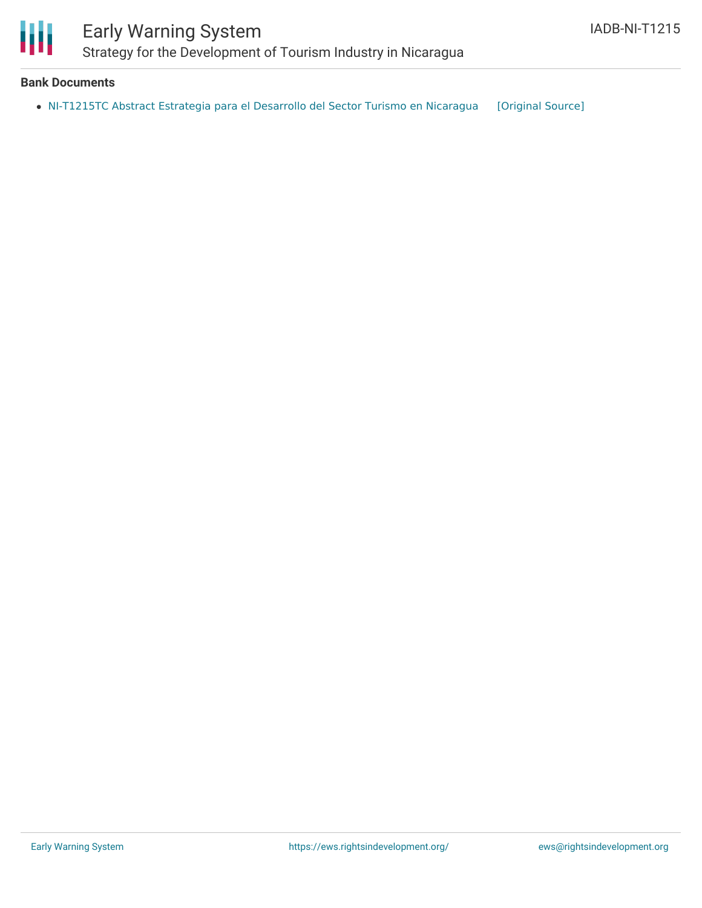**Bank Documents**

- NI-T1215TC Abstract Estrategia para el Desarrollo del Sector Turismo en Nicaragua [Original Source]